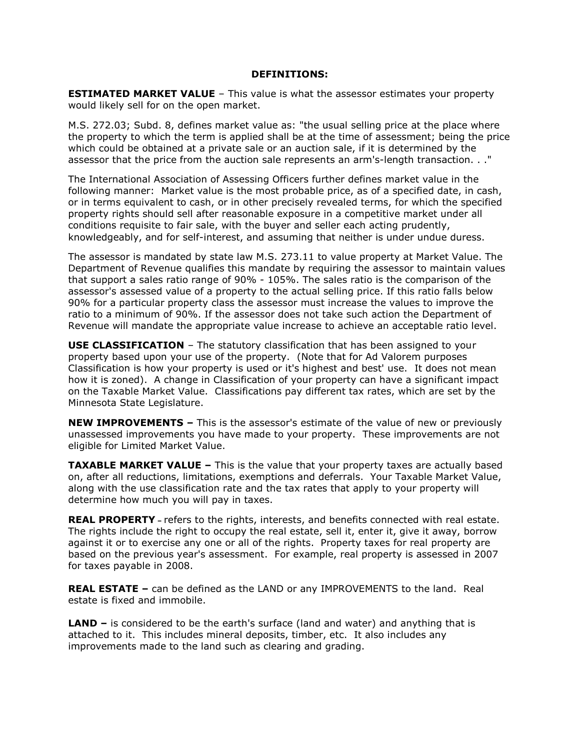**DEFINITIONS:**

**ESTIMATED MARKET VALUE** – This value is what the assessor estimates your property would likely sell for on the open market.

M.S. 272.03; Subd. 8, defines market value as: "the usual selling price at the place where the property to which the term is applied shall be at the time of assessment; being the price which could be obtained at a private sale or an auction sale, if it is determined by the assessor that the price from the auction sale represents an arm's-length transaction. . ."

The International Association of Assessing Officers further defines market value in the following manner: Market value is the most probable price, as of a specified date, in cash, or in terms equivalent to cash, or in other precisely revealed terms, for which the specified property rights should sell after reasonable exposure in a competitive market under all conditions requisite to fair sale, with the buyer and seller each acting prudently, knowledgeably, and for self-interest, and assuming that neither is under undue duress.

The assessor is mandated by state law M.S. 273.11 to value property at Market Value. The Department of Revenue qualifies this mandate by requiring the assessor to maintain values that support a sales ratio range of 90% - 105%. The sales ratio is the comparison of the assessor's assessed value of a property to the actual selling price. If this ratio falls below 90% for a particular property class the assessor must increase the values to improve the ratio to a minimum of 90%. If the assessor does not take such action the Department of Revenue will mandate the appropriate value increase to achieve an acceptable ratio level.

**USE CLASSIFICATION** – The statutory classification that has been assigned to your property based upon your use of the property. (Note that for Ad Valorem purposes Classification is how your property is used or it's highest and best' use. It does not mean how it is zoned). A change in Classification of your property can have a significant impact on the Taxable Market Value. Classifications pay different tax rates, which are set by the Minnesota State Legislature.

**NEW IMPROVEMENTS –** This is the assessor's estimate of the value of new or previously unassessed improvements you have made to your property. These improvements are not eligible for Limited Market Value.

**TAXABLE MARKET VALUE –** This is the value that your property taxes are actually based on, after all reductions, limitations, exemptions and deferrals. Your Taxable Market Value, along with the use classification rate and the tax rates that apply to your property will determine how much you will pay in taxes.

**REAL PROPERTY** – refers to the rights, interests, and benefits connected with real estate. The rights include the right to occupy the real estate, sell it, enter it, give it away, borrow against it or to exercise any one or all of the rights. Property taxes for real property are based on the previous year's assessment. For example, real property is assessed in 2007 for taxes payable in 2008.

**REAL ESTATE –** can be defined as the LAND or any IMPROVEMENTS to the land. Real estate is fixed and immobile.

**LAND –** is considered to be the earth's surface (land and water) and anything that is attached to it. This includes mineral deposits, timber, etc. It also includes any improvements made to the land such as clearing and grading.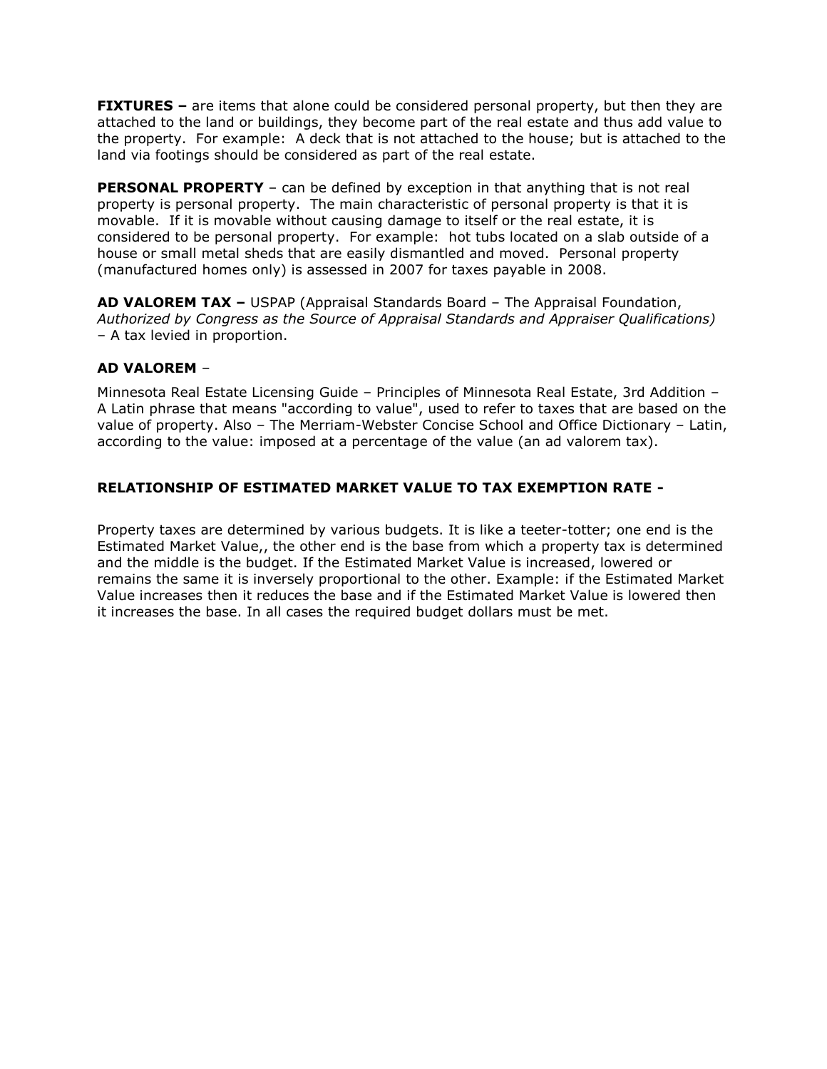**FIXTURES –** are items that alone could be considered personal property, but then they are attached to the land or buildings, they become part of the real estate and thus add value to the property. For example: A deck that is not attached to the house; but is attached to the land via footings should be considered as part of the real estate.

**PERSONAL PROPERTY** – can be defined by exception in that anything that is not real property is personal property. The main characteristic of personal property is that it is movable. If it is movable without causing damage to itself or the real estate, it is considered to be personal property. For example: hot tubs located on a slab outside of a house or small metal sheds that are easily dismantled and moved. Personal property (manufactured homes only) is assessed in 2007 for taxes payable in 2008.

**AD VALOREM TAX –** USPAP (Appraisal Standards Board – The Appraisal Foundation, *Authorized by Congress as the Source of Appraisal Standards and Appraiser Qualifications)* – A tax levied in proportion.

**AD VALOREM** –

Minnesota Real Estate Licensing Guide – Principles of Minnesota Real Estate, 3rd Addition – A Latin phrase that means "according to value", used to refer to taxes that are based on the value of property. Also – The Merriam-Webster Concise School and Office Dictionary – Latin, according to the value: imposed at a percentage of the value (an ad valorem tax).

**RELATIONSHIP OF ESTIMATED MARKET VALUE TO TAX EXEMPTION RATE -**

Property taxes are determined by various budgets. It is like a teeter-totter; one end is the Estimated Market Value,, the other end is the base from which a property tax is determined and the middle is the budget. If the Estimated Market Value is increased, lowered or remains the same it is inversely proportional to the other. Example: if the Estimated Market Value increases then it reduces the base and if the Estimated Market Value is lowered then it increases the base. In all cases the required budget dollars must be met.